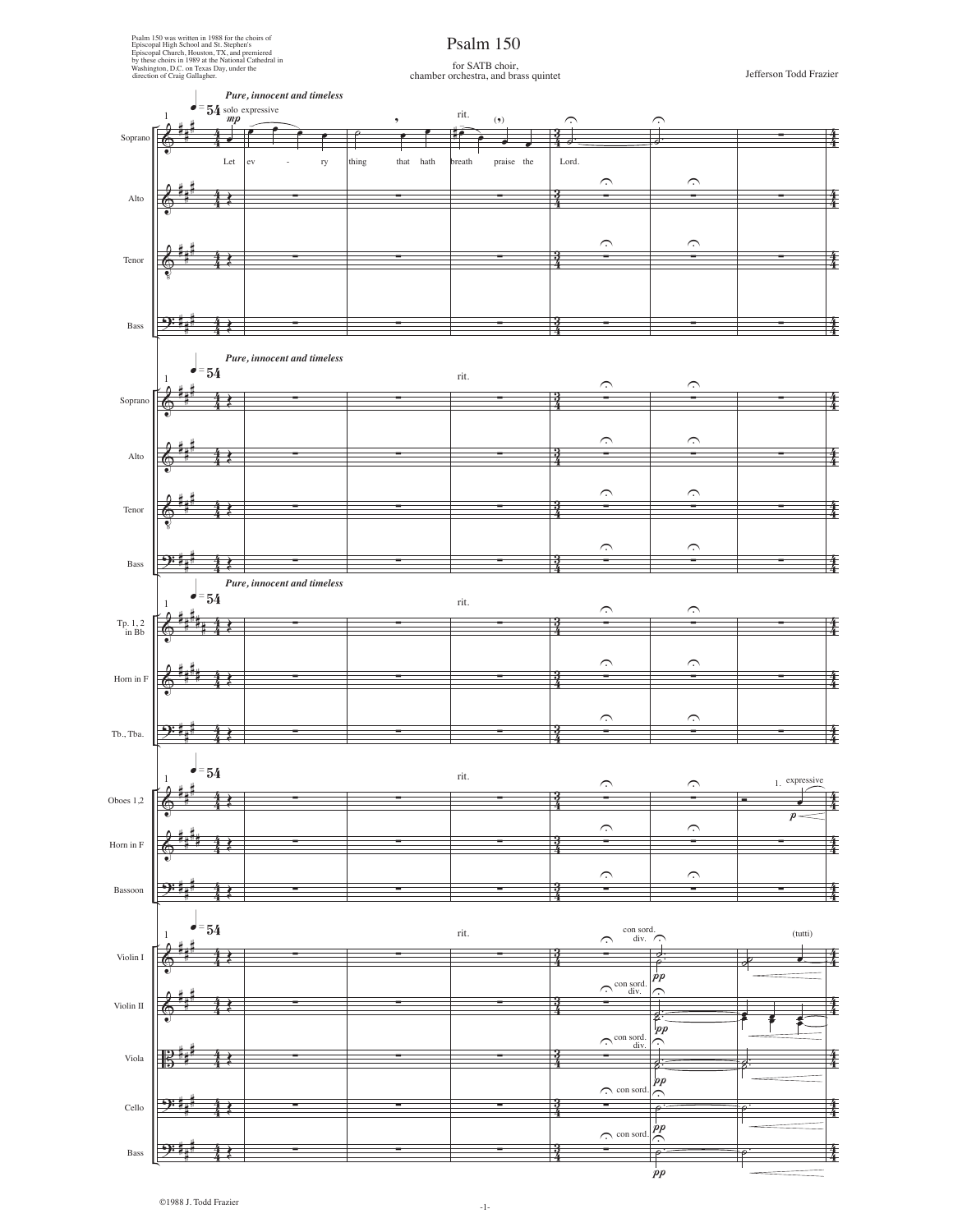Psalm 150 was written in 1988 for the choirs of Episcopal High School and St. Stephen's Episcopal Church, Houston, TX, and premiered by these choirs in 1989 at the National Cathedral in Washington, D.C. on Texas Day, under the direction of Craig Gallagher.

# Psalm 150

for SATB choir, chamber orchestra, and brass quintet

Jefferson Todd Frazier

©1988 J. Todd Frazier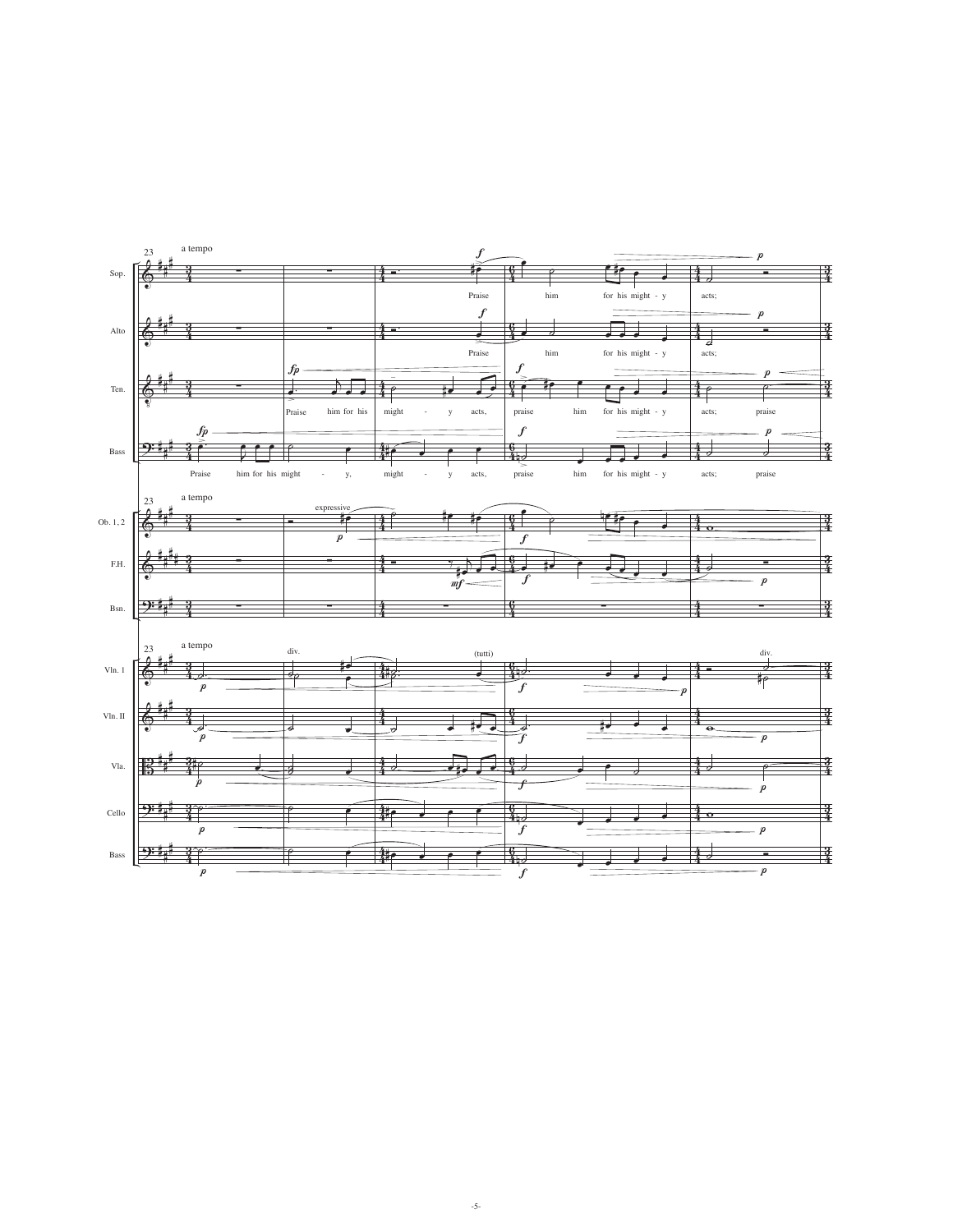23

a tempo

Sop.

Praise him for his might - y acts;

Alto

Praise him for his might - y acts;

Ten.

Praise him for his might - y acts, praise him for his might - y acts; praise

Bass

Praise him for his might - y, might - y acts, praise him for his might - y acts; praise

23

a tempo

Ob. 1, 2

expressive

F.H.

Bsn.

23

a tempo

Vln. 1

div. (tutti) div.

Vln. II

Vla.

Cello

Bass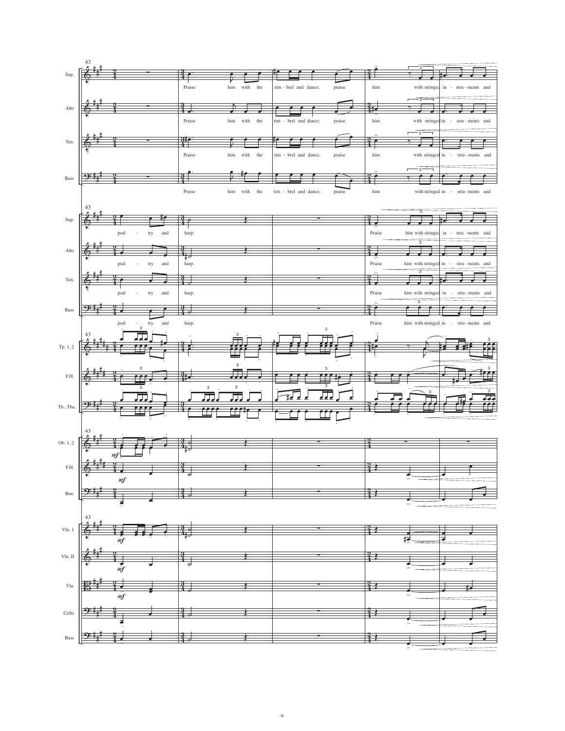43

Sop., Alto, Ten., Bass: Praise him with the tim - brel and dance; praise him with stringed in - stru - ments and

43

Sop., Alto, Ten., Bass: psal - try and harp. Praise him with stringed in - stru - ments and

43

Tp. 1, 2 / F.H. / Tb., Tba.

43

Ob. 1, 2 / F.H. / Bsn. — *mf*

43

Vln. 1 / Vln. II / Vla. / Cello / Bass — *mf*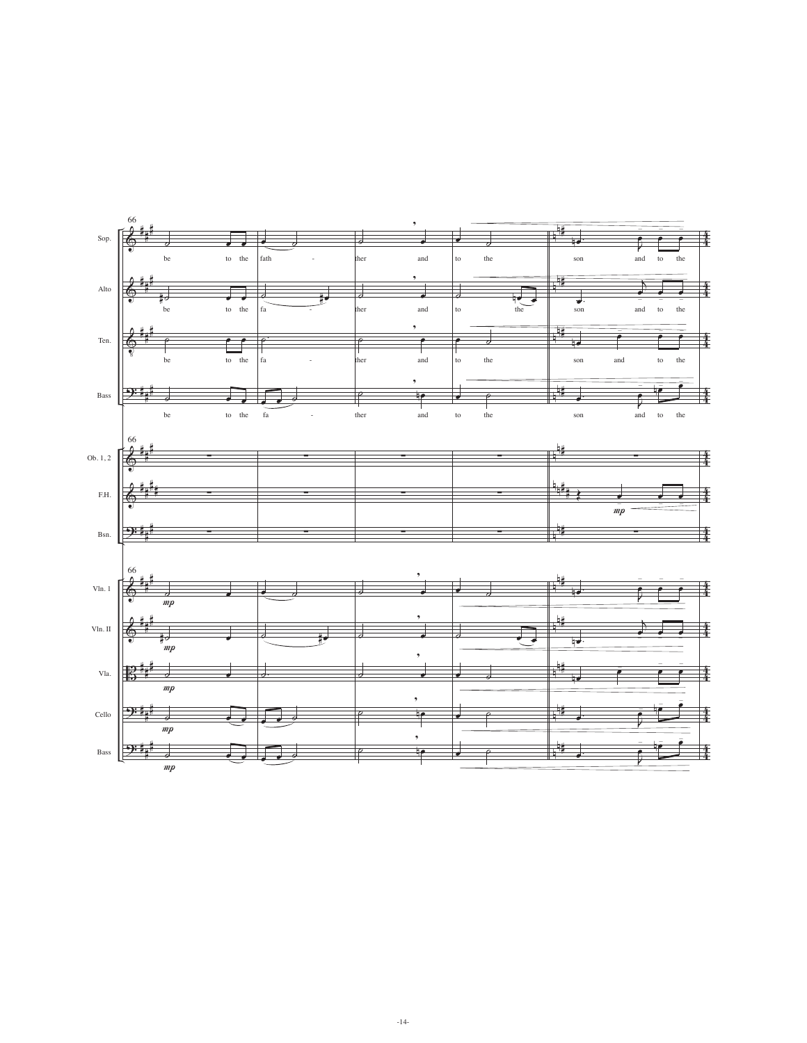66

Sop. — be to the fath - ther and to the son and to the

Alto — be to the fa - ther and to the son and to the

Ten. — be to the fa - ther and to the son and to the

Bass — be to the fa - ther and to the son and to the

Ob. 1, 2

F.H. — *mp*

Bsn.

Vln. 1 — *mp*

Vln. II — *mp*

Vla. — *mp*

Cello — *mp*

Bass — *mp*